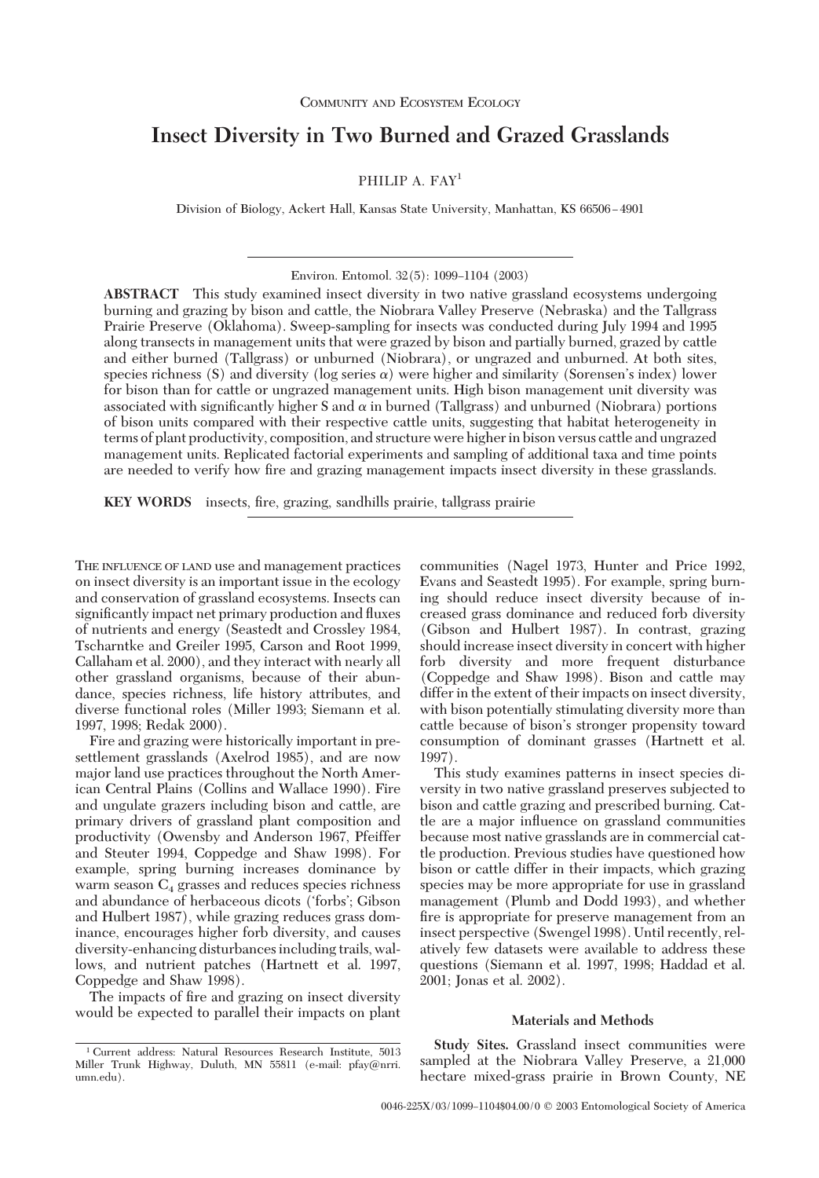COMMUNITY AND ECOSYSTEM ECOLOGY

# Insect Diversity in Two Burned and Grazed Grasslands

PHILIP A. FAY[1]

Division of Biology, Ackert Hall, Kansas State University, Manhattan, KS 66506–4901

Environ. Entomol. 32(5): 1099–1104 (2003)

**ABSTRACT** This study examined insect diversity in two native grassland ecosystems undergoing burning and grazing by bison and cattle, the Niobrara Valley Preserve (Nebraska) and the Tallgrass Prairie Preserve (Oklahoma). Sweep-sampling for insects was conducted during July 1994 and 1995 along transects in management units that were grazed by bison and partially burned, grazed by cattle and either burned (Tallgrass) or unburned (Niobrara), or ungrazed and unburned. At both sites, species richness (S) and diversity (log series $\alpha$) were higher and similarity (Sorensen's index) lower for bison than for cattle or ungrazed management units. High bison management unit diversity was associated with significantly higher S and $\alpha$ in burned (Tallgrass) and unburned (Niobrara) portions of bison units compared with their respective cattle units, suggesting that habitat heterogeneity in terms of plant productivity, composition, and structure were higher in bison versus cattle and ungrazed management units. Replicated factorial experiments and sampling of additional taxa and time points are needed to verify how fire and grazing management impacts insect diversity in these grasslands.

**KEY WORDS** insects, fire, grazing, sandhills prairie, tallgrass prairie

THE INFLUENCE OF LAND use and management practices on insect diversity is an important issue in the ecology and conservation of grassland ecosystems. Insects can significantly impact net primary production and fluxes of nutrients and energy (Seastedt and Crossley 1984, Tscharntke and Greiler 1995, Carson and Root 1999, Callaham et al. 2000), and they interact with nearly all other grassland organisms, because of their abundance, species richness, life history attributes, and diverse functional roles (Miller 1993; Siemann et al. 1997, 1998; Redak 2000).

Fire and grazing were historically important in presettlement grasslands (Axelrod 1985), and are now major land use practices throughout the North American Central Plains (Collins and Wallace 1990). Fire and ungulate grazers including bison and cattle, are primary drivers of grassland plant composition and productivity (Owensby and Anderson 1967, Pfeiffer and Steuter 1994, Coppedge and Shaw 1998). For example, spring burning increases dominance by warm season $C_4$ grasses and reduces species richness and abundance of herbaceous dicots ('forbs'; Gibson and Hulbert 1987), while grazing reduces grass dominance, encourages higher forb diversity, and causes diversity-enhancing disturbances including trails, wallows, and nutrient patches (Hartnett et al. 1997, Coppedge and Shaw 1998).

The impacts of fire and grazing on insect diversity would be expected to parallel their impacts on plant communities (Nagel 1973, Hunter and Price 1992, Evans and Seastedt 1995). For example, spring burning should reduce insect diversity because of increased grass dominance and reduced forb diversity (Gibson and Hulbert 1987). In contrast, grazing should increase insect diversity in concert with higher forb diversity and more frequent disturbance (Coppedge and Shaw 1998). Bison and cattle may differ in the extent of their impacts on insect diversity, with bison potentially stimulating diversity more than cattle because of bison's stronger propensity toward consumption of dominant grasses (Hartnett et al. 1997).

This study examines patterns in insect species diversity in two native grassland preserves subjected to bison and cattle grazing and prescribed burning. Cattle are a major influence on grassland communities because most native grasslands are in commercial cattle production. Previous studies have questioned how bison or cattle differ in their impacts, which grazing species may be more appropriate for use in grassland management (Plumb and Dodd 1993), and whether fire is appropriate for preserve management from an insect perspective (Swengel 1998). Until recently, relatively few datasets were available to address these questions (Siemann et al. 1997, 1998; Haddad et al. 2001; Jonas et al. 2002).

## Materials and Methods

**Study Sites.** Grassland insect communities were sampled at the Niobrara Valley Preserve, a 21,000 hectare mixed-grass prairie in Brown County, NE

[1] Current address: Natural Resources Research Institute, 5013 Miller Trunk Highway, Duluth, MN 55811 (e-mail: pfay@nrri.umn.edu).

0046-225X/03/1099–1104$04.00/0 © 2003 Entomological Society of America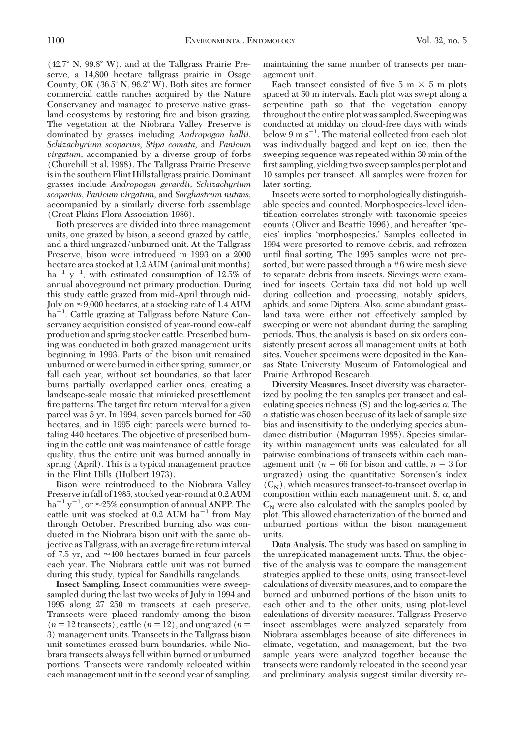(42.7° N, 99.8° W), and at the Tallgrass Prairie Preserve, a 14,800 hectare tallgrass prairie in Osage County, OK (36.5° N, 96.2° W). Both sites are former commercial cattle ranches acquired by the Nature Conservancy and managed to preserve native grassland ecosystems by restoring fire and bison grazing. The vegetation at the Niobrara Valley Preserve is dominated by grasses including *Andropogon hallii*, *Schizachyrium scoparius*, *Stipa comata*, and *Panicum virgatum*, accompanied by a diverse group of forbs (Churchill et al. 1988). The Tallgrass Prairie Preserve is in the southern Flint Hills tallgrass prairie. Dominant grasses include *Andropogon gerardii*, *Schizachyrium scoparius*, *Panicum virgatum*, and *Sorghastrum nutans*, accompanied by a similarly diverse forb assemblage (Great Plains Flora Association 1986).

Both preserves are divided into three management units, one grazed by bison, a second grazed by cattle, and a third ungrazed/unburned unit. At the Tallgrass Preserve, bison were introduced in 1993 on a 2000 hectare area stocked at 1.2 AUM (animal unit months) $ha^{-1}$ $y^{-1}$, with estimated consumption of 12.5% of annual aboveground net primary production. During this study cattle grazed from mid-April through mid-July on ≈9,000 hectares, at a stocking rate of 1.4 AUM $ha^{-1}$. Cattle grazing at Tallgrass before Nature Conservancy acquisition consisted of year-round cow-calf production and spring stocker cattle. Prescribed burning was conducted in both grazed management units beginning in 1993. Parts of the bison unit remained unburned or were burned in either spring, summer, or fall each year, without set boundaries, so that later burns partially overlapped earlier ones, creating a landscape-scale mosaic that mimicked presettlement fire patterns. The target fire return interval for a given parcel was 5 yr. In 1994, seven parcels burned for 450 hectares, and in 1995 eight parcels were burned totaling 440 hectares. The objective of prescribed burning in the cattle unit was maintenance of cattle forage quality, thus the entire unit was burned annually in spring (April). This is a typical management practice in the Flint Hills (Hulbert 1973).

Bison were reintroduced to the Niobrara Valley Preserve in fall of 1985, stocked year-round at 0.2 AUM $ha^{-1}$ $y^{-1}$, or ≈25% consumption of annual ANPP. The cattle unit was stocked at 0.2 AUM $ha^{-1}$ from May through October. Prescribed burning also was conducted in the Niobrara bison unit with the same objective as Tallgrass, with an average fire return interval of 7.5 yr, and ≈400 hectares burned in four parcels each year. The Niobrara cattle unit was not burned during this study, typical for Sandhills rangelands.

**Insect Sampling.** Insect communities were sweep-sampled during the last two weeks of July in 1994 and 1995 along 27 250 m transects at each preserve. Transects were placed randomly among the bison ($n = 12$ transects), cattle ($n = 12$), and ungrazed ($n = 3$) management units. Transects in the Tallgrass bison unit sometimes crossed burn boundaries, while Niobrara transects always fell within burned or unburned portions. Transects were randomly relocated within each management unit in the second year of sampling, maintaining the same number of transects per management unit.

Each transect consisted of five 5 m × 5 m plots spaced at 50 m intervals. Each plot was swept along a serpentine path so that the vegetation canopy throughout the entire plot was sampled. Sweeping was conducted at midday on cloud-free days with winds below 9 m $s^{-1}$. The material collected from each plot was individually bagged and kept on ice, then the sweeping sequence was repeated within 30 min of the first sampling, yielding two sweep samples per plot and 10 samples per transect. All samples were frozen for later sorting.

Insects were sorted to morphologically distinguishable species and counted. Morphospecies-level identification correlates strongly with taxonomic species counts (Oliver and Beattie 1996), and hereafter 'species' implies 'morphospecies.' Samples collected in 1994 were presorted to remove debris, and refrozen until final sorting. The 1995 samples were not presorted, but were passed through a #6 wire mesh sieve to separate debris from insects. Sievings were examined for insects. Certain taxa did not hold up well during collection and processing, notably spiders, aphids, and some Diptera. Also, some abundant grassland taxa were either not effectively sampled by sweeping or were not abundant during the sampling periods. Thus, the analysis is based on six orders consistently present across all management units at both sites. Voucher specimens were deposited in the Kansas State University Museum of Entomological and Prairie Arthropod Research.

**Diversity Measures.** Insect diversity was characterized by pooling the ten samples per transect and calculating species richness (S) and the log-series $\alpha$. The $\alpha$ statistic was chosen because of its lack of sample size bias and insensitivity to the underlying species abundance distribution (Magurran 1988). Species similarity within management units was calculated for all pairwise combinations of transects within each management unit ($n = 66$ for bison and cattle, $n = 3$ for ungrazed) using the quantitative Sorensen's index ($C_N$), which measures transect-to-transect overlap in composition within each management unit. S, $\alpha$, and $C_N$ were also calculated with the samples pooled by plot. This allowed characterization of the burned and unburned portions within the bison management units.

**Data Analysis.** The study was based on sampling in the unreplicated management units. Thus, the objective of the analysis was to compare the management strategies applied to these units, using transect-level calculations of diversity measures, and to compare the burned and unburned portions of the bison units to each other and to the other units, using plot-level calculations of diversity measures. Tallgrass Preserve insect assemblages were analyzed separately from Niobrara assemblages because of site differences in climate, vegetation, and management, but the two sample years were analyzed together because the transects were randomly relocated in the second year and preliminary analysis suggest similar diversity re-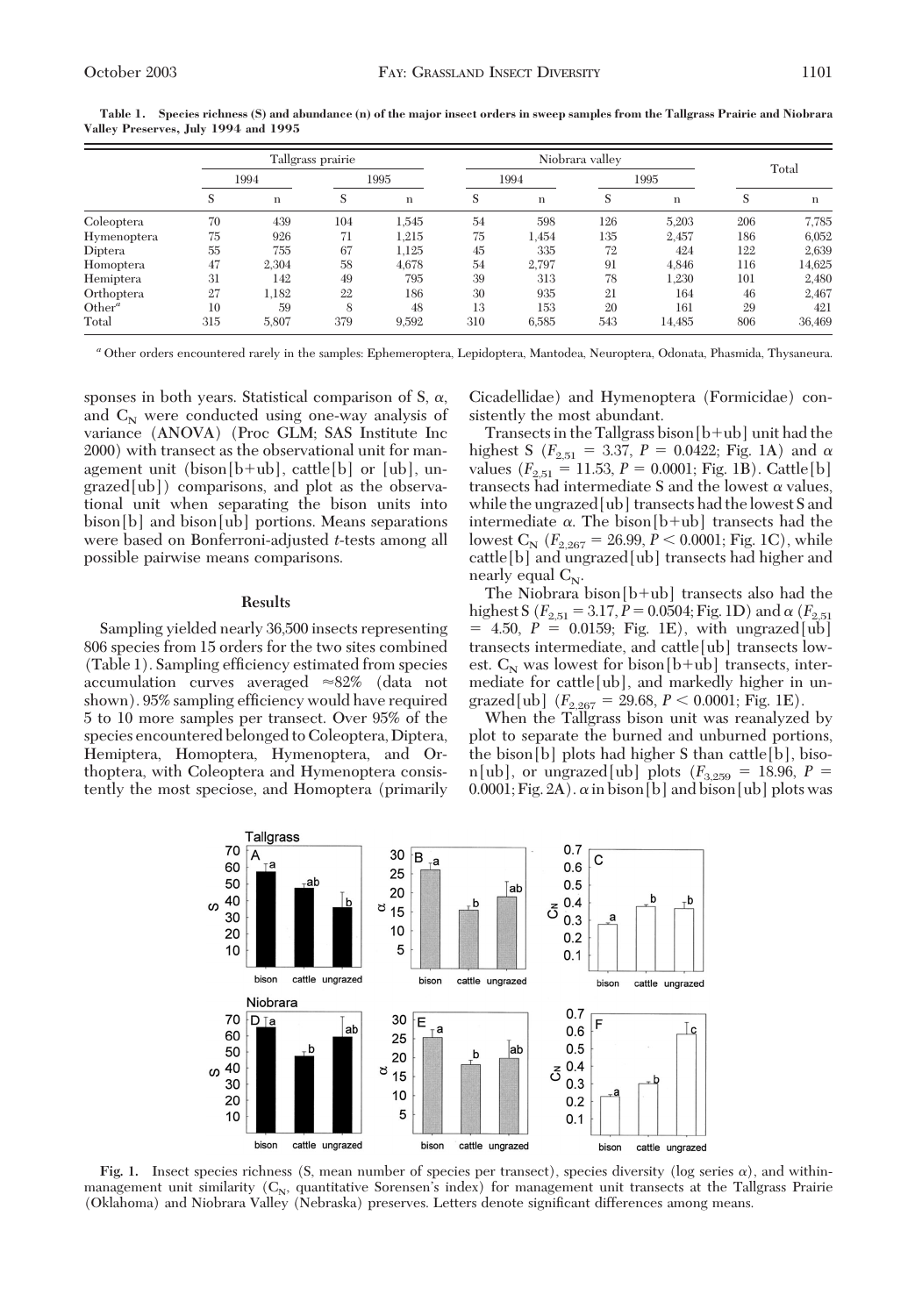**Table 1. Species richness (S) and abundance (n) of the major insect orders in sweep samples from the Tallgrass Prairie and Niobrara Valley Preserves, July 1994 and 1995**

| | Tallgrass prairie | | | | Niobrara valley | | | | Total | |
|---|---|---|---|---|---|---|---|---|---|---|
| | 1994 | | 1995 | | 1994 | | 1995 | | | |
| | S | n | S | n | S | n | S | n | S | n |
| Coleoptera | 70 | 439 | 104 | 1,545 | 54 | 598 | 126 | 5,203 | 206 | 7,785 |
| Hymenoptera | 75 | 926 | 71 | 1,215 | 75 | 1,454 | 135 | 2,457 | 186 | 6,052 |
| Diptera | 55 | 755 | 67 | 1,125 | 45 | 335 | 72 | 424 | 122 | 2,639 |
| Homoptera | 47 | 2,304 | 58 | 4,678 | 54 | 2,797 | 91 | 4,846 | 116 | 14,625 |
| Hemiptera | 31 | 142 | 49 | 795 | 39 | 313 | 78 | 1,230 | 101 | 2,480 |
| Orthoptera | 27 | 1,182 | 22 | 186 | 30 | 935 | 21 | 164 | 46 | 2,467 |
| Other[a] | 10 | 59 | 8 | 48 | 13 | 153 | 20 | 161 | 29 | 421 |
| Total | 315 | 5,807 | 379 | 9,592 | 310 | 6,585 | 543 | 14,485 | 806 | 36,469 |

[a] Other orders encountered rarely in the samples: Ephemeroptera, Lepidoptera, Mantodea, Neuroptera, Odonata, Phasmida, Thysaneura.

sponses in both years. Statistical comparison of S, α, and $C_N$ were conducted using one-way analysis of variance (ANOVA) (Proc GLM; SAS Institute Inc 2000) with transect as the observational unit for management unit (bison[b+ub], cattle[b] or [ub], ungrazed[ub]) comparisons, and plot as the observational unit when separating the bison units into bison[b] and bison[ub] portions. Means separations were based on Bonferroni-adjusted *t*-tests among all possible pairwise means comparisons.

## Results

Sampling yielded nearly 36,500 insects representing 806 species from 15 orders for the two sites combined (Table 1). Sampling efficiency estimated from species accumulation curves averaged ≈82% (data not shown). 95% sampling efficiency would have required 5 to 10 more samples per transect. Over 95% of the species encountered belonged to Coleoptera, Diptera, Hemiptera, Homoptera, Hymenoptera, and Orthoptera, with Coleoptera and Hymenoptera consistently the most speciose, and Homoptera (primarily Cicadellidae) and Hymenoptera (Formicidae) consistently the most abundant.

Transects in the Tallgrass bison[b+ub] unit had the highest S ($F_{2,51} = 3.37$, $P = 0.0422$; Fig. 1A) and α values ($F_{2,51} = 11.53$, $P = 0.0001$; Fig. 1B). Cattle[b] transects had intermediate S and the lowest α values, while the ungrazed[ub] transects had the lowest S and intermediate α. The bison[b+ub] transects had the lowest $C_N$ ($F_{2,267} = 26.99$, $P < 0.0001$; Fig. 1C), while cattle[b] and ungrazed[ub] transects had higher and nearly equal $C_N$.

The Niobrara bison[b+ub] transects also had the highest S ($F_{2,51} = 3.17$, $P = 0.0504$; Fig. 1D) and α ($F_{2,51} = 4.50$, $P = 0.0159$; Fig. 1E), with ungrazed[ub] transects intermediate, and cattle[ub] transects lowest. $C_N$ was lowest for bison[b+ub] transects, intermediate for cattle[ub], and markedly higher in ungrazed[ub] ($F_{2,267} = 29.68$, $P < 0.0001$; Fig. 1E).

When the Tallgrass bison unit was reanalyzed by plot to separate the burned and unburned portions, the bison[b] plots had higher S than cattle[b], bison[ub], or ungrazed[ub] plots ($F_{3,259} = 18.96$, $P = 0.0001$; Fig. 2A). α in bison[b] and bison[ub] plots was

**Fig. 1.** Insect species richness (S, mean number of species per transect), species diversity (log series α), and within-management unit similarity ($C_N$, quantitative Sorensen's index) for management unit transects at the Tallgrass Prairie (Oklahoma) and Niobrara Valley (Nebraska) preserves. Letters denote significant differences among means.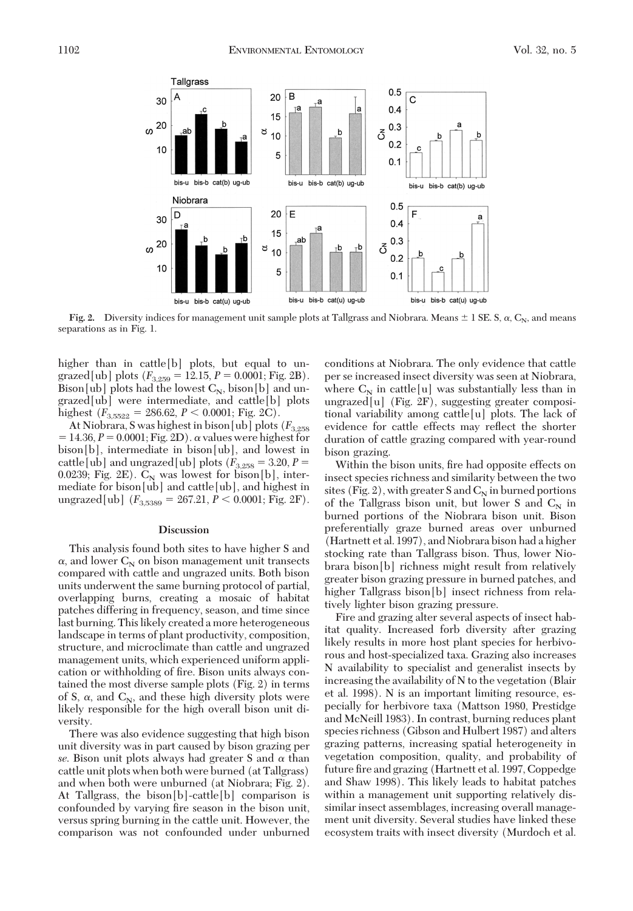**Fig. 2.** Diversity indices for management unit sample plots at Tallgrass and Niobrara. Means ± 1 SE. S, α, $C_N$, and means separations as in Fig. 1.

higher than in cattle[b] plots, but equal to ungrazed[ub] plots ($F_{3,259} = 12.15$, $P = 0.0001$; Fig. 2B). Bison[ub] plots had the lowest $C_N$, bison[b] and ungrazed[ub] were intermediate, and cattle[b] plots highest ($F_{3,5522} = 286.62$, $P < 0.0001$; Fig. 2C).

At Niobrara, S was highest in bison[ub] plots ($F_{3,258} = 14.36$, $P = 0.0001$; Fig. 2D). α values were highest for bison[b], intermediate in bison[ub], and lowest in cattle[ub] and ungrazed[ub] plots ($F_{3,258} = 3.20$, $P = 0.0239$; Fig. 2E). $C_N$ was lowest for bison[b], intermediate for bison[ub] and cattle[ub], and highest in ungrazed[ub] ($F_{3,5389} = 267.21$, $P < 0.0001$; Fig. 2F).

## Discussion

This analysis found both sites to have higher S and α, and lower $C_N$ on bison management unit transects compared with cattle and ungrazed units. Both bison units underwent the same burning protocol of partial, overlapping burns, creating a mosaic of habitat patches differing in frequency, season, and time since last burning. This likely created a more heterogeneous landscape in terms of plant productivity, composition, structure, and microclimate than cattle and ungrazed management units, which experienced uniform application or withholding of fire. Bison units always contained the most diverse sample plots (Fig. 2) in terms of S, α, and $C_N$, and these high diversity plots were likely responsible for the high overall bison unit diversity.

There was also evidence suggesting that high bison unit diversity was in part caused by bison grazing per *se*. Bison unit plots always had greater S and α than cattle unit plots when both were burned (at Tallgrass) and when both were unburned (at Niobrara; Fig. 2). At Tallgrass, the bison[b]-cattle[b] comparison is confounded by varying fire season in the bison unit, versus spring burning in the cattle unit. However, the comparison was not confounded under unburned conditions at Niobrara. The only evidence that cattle per se increased insect diversity was seen at Niobrara, where $C_N$ in cattle[u] was substantially less than in ungrazed[u] (Fig. 2F), suggesting greater compositional variability among cattle[u] plots. The lack of evidence for cattle effects may reflect the shorter duration of cattle grazing compared with year-round bison grazing.

Within the bison units, fire had opposite effects on insect species richness and similarity between the two sites (Fig. 2), with greater S and $C_N$ in burned portions of the Tallgrass bison unit, but lower S and $C_N$ in burned portions of the Niobrara bison unit. Bison preferentially graze burned areas over unburned (Hartnett et al. 1997), and Niobrara bison had a higher stocking rate than Tallgrass bison. Thus, lower Niobrara bison[b] richness might result from relatively greater bison grazing pressure in burned patches, and higher Tallgrass bison[b] insect richness from relatively lighter bison grazing pressure.

Fire and grazing alter several aspects of insect habitat quality. Increased forb diversity after grazing likely results in more host plant species for herbivorous and host-specialized taxa. Grazing also increases N availability to specialist and generalist insects by increasing the availability of N to the vegetation (Blair et al. 1998). N is an important limiting resource, especially for herbivore taxa (Mattson 1980, Prestidge and McNeill 1983). In contrast, burning reduces plant species richness (Gibson and Hulbert 1987) and alters grazing patterns, increasing spatial heterogeneity in vegetation composition, quality, and probability of future fire and grazing (Hartnett et al. 1997, Coppedge and Shaw 1998). This likely leads to habitat patches within a management unit supporting relatively dissimilar insect assemblages, increasing overall management unit diversity. Several studies have linked these ecosystem traits with insect diversity (Murdoch et al.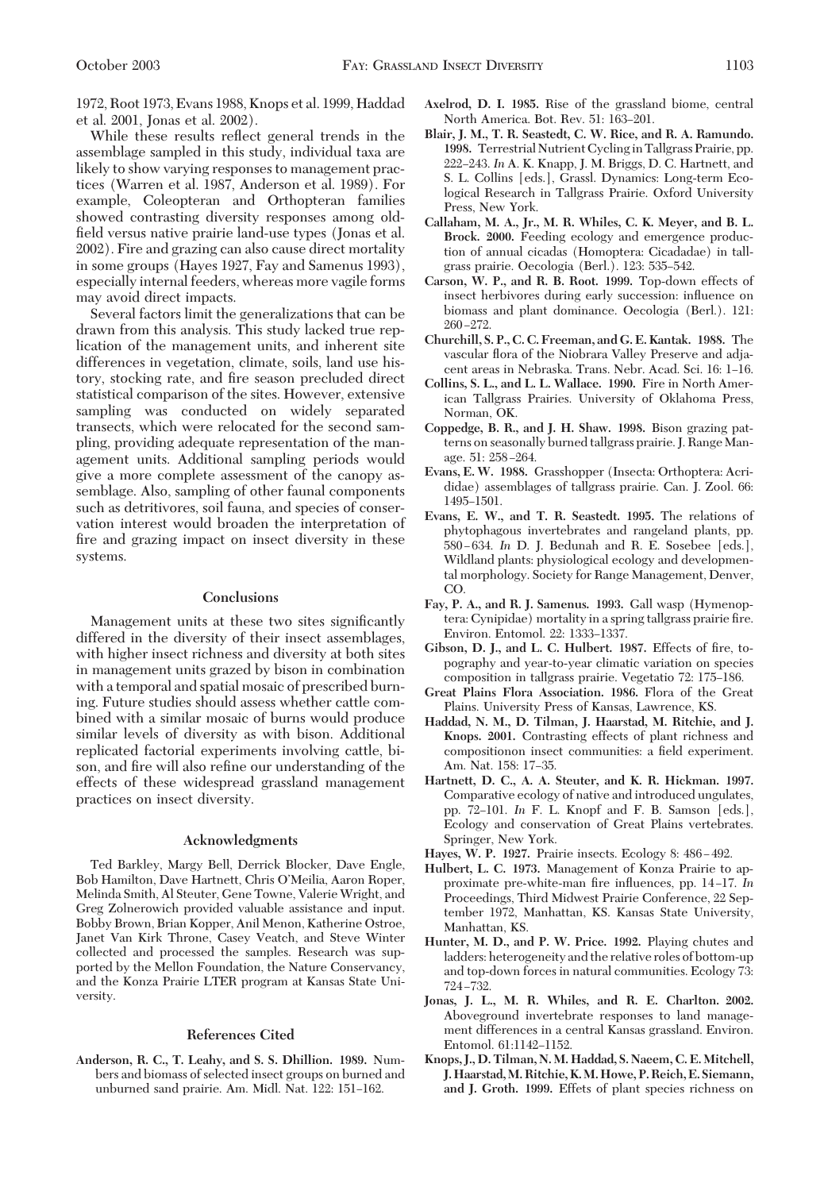1972, Root 1973, Evans 1988, Knops et al. 1999, Haddad et al. 2001, Jonas et al. 2002).

While these results reflect general trends in the assemblage sampled in this study, individual taxa are likely to show varying responses to management practices (Warren et al. 1987, Anderson et al. 1989). For example, Coleopteran and Orthopteran families showed contrasting diversity responses among old-field versus native prairie land-use types (Jonas et al. 2002). Fire and grazing can also cause direct mortality in some groups (Hayes 1927, Fay and Samenus 1993), especially internal feeders, whereas more vagile forms may avoid direct impacts.

Several factors limit the generalizations that can be drawn from this analysis. This study lacked true replication of the management units, and inherent site differences in vegetation, climate, soils, land use history, stocking rate, and fire season precluded direct statistical comparison of the sites. However, extensive sampling was conducted on widely separated transects, which were relocated for the second sampling, providing adequate representation of the management units. Additional sampling periods would give a more complete assessment of the canopy assemblage. Also, sampling of other faunal components such as detritivores, soil fauna, and species of conservation interest would broaden the interpretation of fire and grazing impact on insect diversity in these systems.

## Conclusions

Management units at these two sites significantly differed in the diversity of their insect assemblages, with higher insect richness and diversity at both sites in management units grazed by bison in combination with a temporal and spatial mosaic of prescribed burning. Future studies should assess whether cattle combined with a similar mosaic of burns would produce similar levels of diversity as with bison. Additional replicated factorial experiments involving cattle, bison, and fire will also refine our understanding of the effects of these widespread grassland management practices on insect diversity.

## Acknowledgments

Ted Barkley, Margy Bell, Derrick Blocker, Dave Engle, Bob Hamilton, Dave Hartnett, Chris O'Meilia, Aaron Roper, Melinda Smith, Al Steuter, Gene Towne, Valerie Wright, and Greg Zolnerowich provided valuable assistance and input. Bobby Brown, Brian Kopper, Anil Menon, Katherine Ostroe, Janet Van Kirk Throne, Casey Veatch, and Steve Winter collected and processed the samples. Research was supported by the Mellon Foundation, the Nature Conservancy, and the Konza Prairie LTER program at Kansas State University.

## References Cited

**Anderson, R. C., T. Leahy, and S. S. Dhillion. 1989.** Numbers and biomass of selected insect groups on burned and unburned sand prairie. Am. Midl. Nat. 122: 151–162.

**Axelrod, D. I. 1985.** Rise of the grassland biome, central North America. Bot. Rev. 51: 163–201.

**Blair, J. M., T. R. Seastedt, C. W. Rice, and R. A. Ramundo. 1998.** Terrestrial Nutrient Cycling in Tallgrass Prairie, pp. 222–243. *In* A. K. Knapp, J. M. Briggs, D. C. Hartnett, and S. L. Collins [eds.], Grassl. Dynamics: Long-term Ecological Research in Tallgrass Prairie. Oxford University Press, New York.

**Callaham, M. A., Jr., M. R. Whiles, C. K. Meyer, and B. L. Brock. 2000.** Feeding ecology and emergence production of annual cicadas (Homoptera: Cicadadae) in tallgrass prairie. Oecologia (Berl.). 123: 535–542.

**Carson, W. P., and R. B. Root. 1999.** Top-down effects of insect herbivores during early succession: influence on biomass and plant dominance. Oecologia (Berl.). 121: 260–272.

**Churchill, S. P., C. C. Freeman, and G. E. Kantak. 1988.** The vascular flora of the Niobrara Valley Preserve and adjacent areas in Nebraska. Trans. Nebr. Acad. Sci. 16: 1–16.

**Collins, S. L., and L. L. Wallace. 1990.** Fire in North American Tallgrass Prairies. University of Oklahoma Press, Norman, OK.

**Coppedge, B. R., and J. H. Shaw. 1998.** Bison grazing patterns on seasonally burned tallgrass prairie. J. Range Manage. 51: 258–264.

**Evans, E. W. 1988.** Grasshopper (Insecta: Orthoptera: Acrididae) assemblages of tallgrass prairie. Can. J. Zool. 66: 1495–1501.

**Evans, E. W., and T. R. Seastedt. 1995.** The relations of phytophagous invertebrates and rangeland plants, pp. 580–634. *In* D. J. Bedunah and R. E. Sosebee [eds.], Wildland plants: physiological ecology and developmental morphology. Society for Range Management, Denver, CO.

**Fay, P. A., and R. J. Samenus. 1993.** Gall wasp (Hymenoptera: Cynipidae) mortality in a spring tallgrass prairie fire. Environ. Entomol. 22: 1333–1337.

**Gibson, D. J., and L. C. Hulbert. 1987.** Effects of fire, topography and year-to-year climatic variation on species composition in tallgrass prairie. Vegetatio 72: 175–186.

**Great Plains Flora Association. 1986.** Flora of the Great Plains. University Press of Kansas, Lawrence, KS.

**Haddad, N. M., D. Tilman, J. Haarstad, M. Ritchie, and J. Knops. 2001.** Contrasting effects of plant richness and compositionon insect communities: a field experiment. Am. Nat. 158: 17–35.

**Hartnett, D. C., A. A. Steuter, and K. R. Hickman. 1997.** Comparative ecology of native and introduced ungulates, pp. 72–101. *In* F. L. Knopf and F. B. Samson [eds.], Ecology and conservation of Great Plains vertebrates. Springer, New York.

**Hayes, W. P. 1927.** Prairie insects. Ecology 8: 486–492.

**Hulbert, L. C. 1973.** Management of Konza Prairie to approximate pre-white-man fire influences, pp. 14–17. *In* Proceedings, Third Midwest Prairie Conference, 22 September 1972, Manhattan, KS. Kansas State University, Manhattan, KS.

**Hunter, M. D., and P. W. Price. 1992.** Playing chutes and ladders: heterogeneity and the relative roles of bottom-up and top-down forces in natural communities. Ecology 73: 724–732.

**Jonas, J. L., M. R. Whiles, and R. E. Charlton. 2002.** Aboveground invertebrate responses to land management differences in a central Kansas grassland. Environ. Entomol. 61:1142–1152.

**Knops, J., D. Tilman, N. M. Haddad, S. Naeem, C. E. Mitchell, J. Haarstad, M. Ritchie, K. M. Howe, P. Reich, E. Siemann, and J. Groth. 1999.** Effets of plant species richness on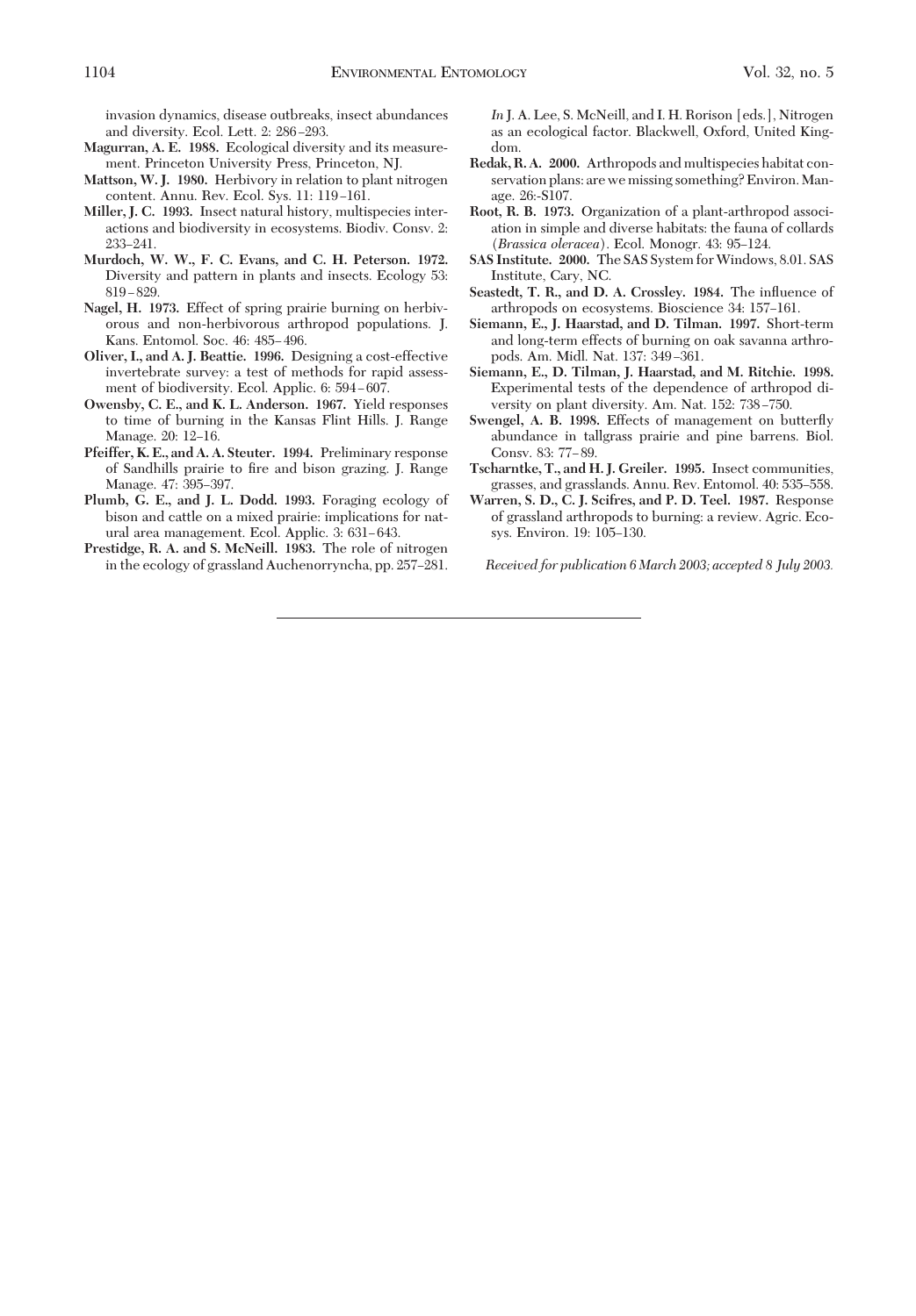invasion dynamics, disease outbreaks, insect abundances and diversity. Ecol. Lett. 2: 286–293.

**Magurran, A. E. 1988.** Ecological diversity and its measurement. Princeton University Press, Princeton, NJ.

**Mattson, W. J. 1980.** Herbivory in relation to plant nitrogen content. Annu. Rev. Ecol. Sys. 11: 119–161.

**Miller, J. C. 1993.** Insect natural history, multispecies interactions and biodiversity in ecosystems. Biodiv. Consv. 2: 233–241.

**Murdoch, W. W., F. C. Evans, and C. H. Peterson. 1972.** Diversity and pattern in plants and insects. Ecology 53: 819–829.

**Nagel, H. 1973.** Effect of spring prairie burning on herbivorous and non-herbivorous arthropod populations. J. Kans. Entomol. Soc. 46: 485–496.

**Oliver, I., and A. J. Beattie. 1996.** Designing a cost-effective invertebrate survey: a test of methods for rapid assessment of biodiversity. Ecol. Applic. 6: 594–607.

**Owensby, C. E., and K. L. Anderson. 1967.** Yield responses to time of burning in the Kansas Flint Hills. J. Range Manage. 20: 12–16.

**Pfeiffer, K. E., and A. A. Steuter. 1994.** Preliminary response of Sandhills prairie to fire and bison grazing. J. Range Manage. 47: 395–397.

**Plumb, G. E., and J. L. Dodd. 1993.** Foraging ecology of bison and cattle on a mixed prairie: implications for natural area management. Ecol. Applic. 3: 631–643.

**Prestidge, R. A. and S. McNeill. 1983.** The role of nitrogen in the ecology of grassland Auchenorryncha, pp. 257–281. *In* J. A. Lee, S. McNeill, and I. H. Rorison [eds.], Nitrogen as an ecological factor. Blackwell, Oxford, United Kingdom.

**Redak, R. A. 2000.** Arthropods and multispecies habitat conservation plans: are we missing something? Environ. Manage. 26:-S107.

**Root, R. B. 1973.** Organization of a plant-arthropod association in simple and diverse habitats: the fauna of collards (*Brassica oleracea*). Ecol. Monogr. 43: 95–124.

**SAS Institute. 2000.** The SAS System for Windows, 8.01. SAS Institute, Cary, NC.

**Seastedt, T. R., and D. A. Crossley. 1984.** The influence of arthropods on ecosystems. Bioscience 34: 157–161.

**Siemann, E., J. Haarstad, and D. Tilman. 1997.** Short-term and long-term effects of burning on oak savanna arthropods. Am. Midl. Nat. 137: 349–361.

**Siemann, E., D. Tilman, J. Haarstad, and M. Ritchie. 1998.** Experimental tests of the dependence of arthropod diversity on plant diversity. Am. Nat. 152: 738–750.

**Swengel, A. B. 1998.** Effects of management on butterfly abundance in tallgrass prairie and pine barrens. Biol. Consv. 83: 77–89.

**Tscharntke, T., and H. J. Greiler. 1995.** Insect communities, grasses, and grasslands. Annu. Rev. Entomol. 40: 535–558.

**Warren, S. D., C. J. Scifres, and P. D. Teel. 1987.** Response of grassland arthropods to burning: a review. Agric. Ecosys. Environ. 19: 105–130.

*Received for publication 6 March 2003; accepted 8 July 2003.*